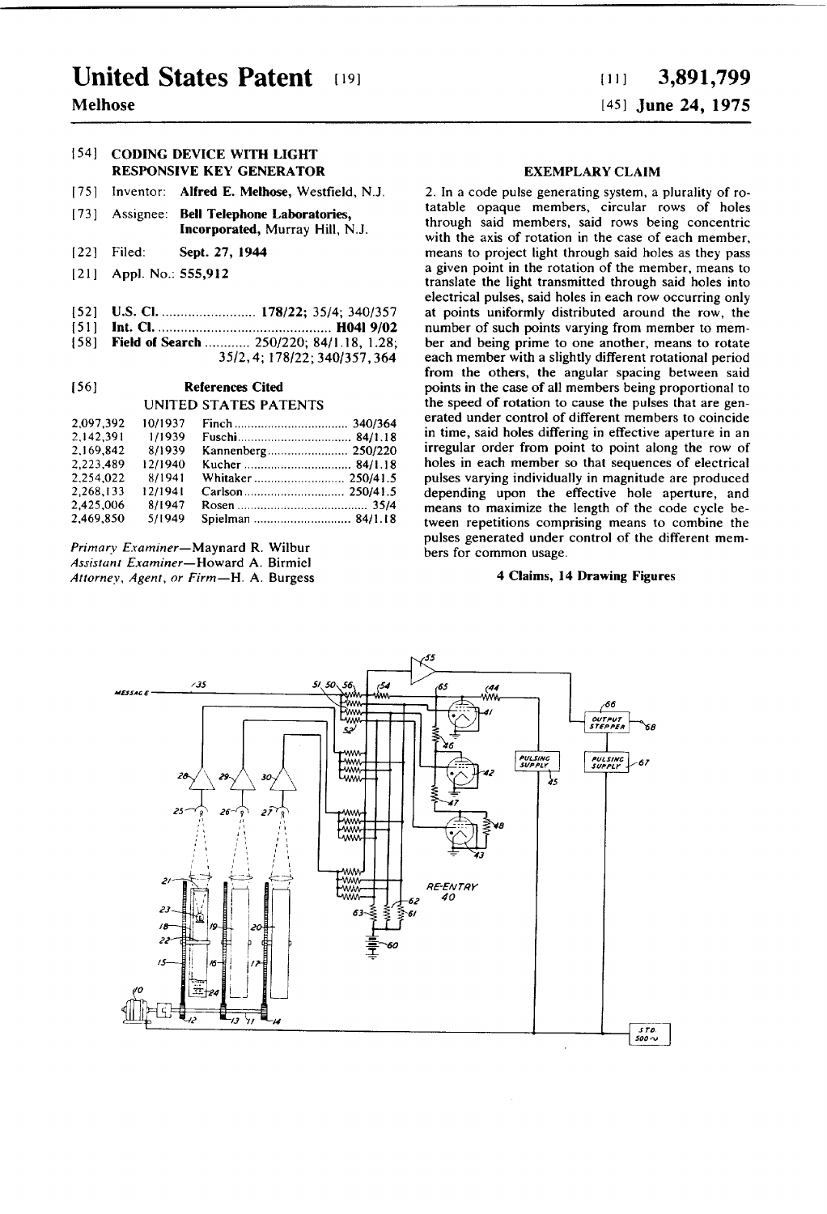# United States Patent [19]

**Melhose**

[11] **3,891,799**

[45] **June 24, 1975**

[54] **CODING DEVICE WITH LIGHT RESPONSIVE KEY GENERATOR**

[75] Inventor: **Alfred E. Melhose,** Westfield, N.J.

[73] Assignee: **Bell Telephone Laboratories, Incorporated,** Murray Hill, N.J.

[22] Filed: **Sept. 27, 1944**

[21] Appl. No.: **555,912**

[52] U.S. Cl. .......................... **178/22;** 35/4; 340/357

[51] Int. Cl. .............................................. **H04l 9/02**

[58] Field of Search ............ 250/220; 84/1.18, 1.28; 35/2, 4; 178/22; 340/357, 364

[56] **References Cited**

UNITED STATES PATENTS

| | | | |
|---|---|---|---|
| 2,097,392 | 10/1937 | Finch | 340/364 |
| 2,142,391 | 1/1939 | Fuschi | 84/1.18 |
| 2,169,842 | 8/1939 | Kannenberg | 250/220 |
| 2,223,489 | 12/1940 | Kucher | 84/1.18 |
| 2,254,022 | 8/1941 | Whitaker | 250/41.5 |
| 2,268,133 | 12/1941 | Carlson | 250/41.5 |
| 2,425,006 | 8/1947 | Rosen | 35/4 |
| 2,469,850 | 5/1949 | Spielman | 84/1.18 |

*Primary Examiner*—Maynard R. Wilbur
*Assistant Examiner*—Howard A. Birmiel
*Attorney, Agent, or Firm*—H. A. Burgess

**EXEMPLARY CLAIM**

2. In a code pulse generating system, a plurality of rotatable opaque members, circular rows of holes through said members, said rows being concentric with the axis of rotation in the case of each member, means to project light through said holes as they pass a given point in the rotation of the member, means to translate the light transmitted through said holes into electrical pulses, said holes in each row occurring only at points uniformly distributed around the row, the number of such points varying from member to member and being prime to one another, means to rotate each member with a slightly different rotational period from the others, the angular spacing between said points in the case of all members being proportional to the speed of rotation to cause the pulses that are generated under control of different members to coincide in time, said holes differing in effective aperture in an irregular order from point to point along the row of holes in each member so that sequences of electrical pulses varying individually in magnitude are produced depending upon the effective hole aperture, and means to maximize the length of the code cycle between repetitions comprising means to combine the pulses generated under control of the different members for common usage.

**4 Claims, 14 Drawing Figures**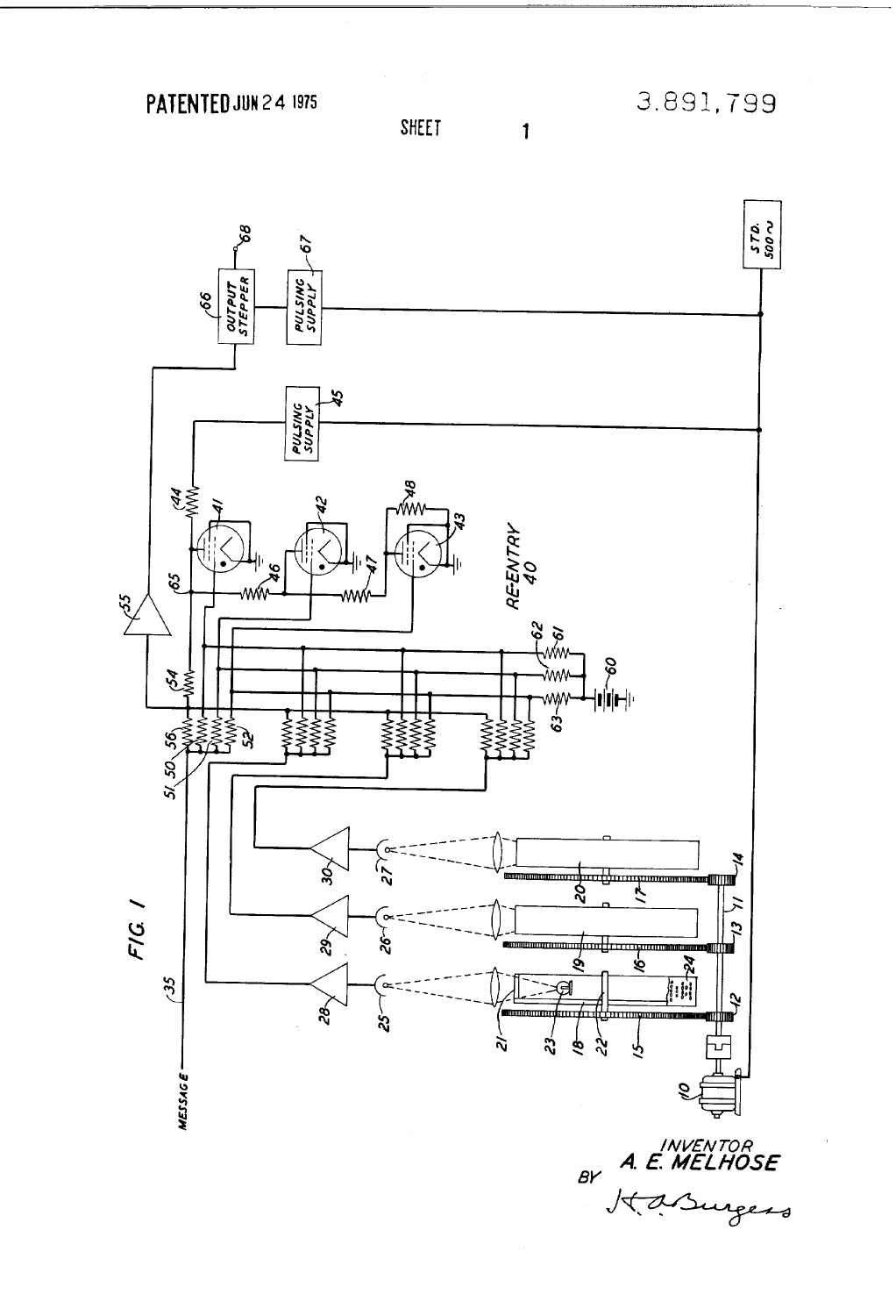PATENTED JUN 24 1975

3,891,799

SHEET 1

FIG. 1

INVENTOR
A. E. MELHOSE
BY H. A. Burgess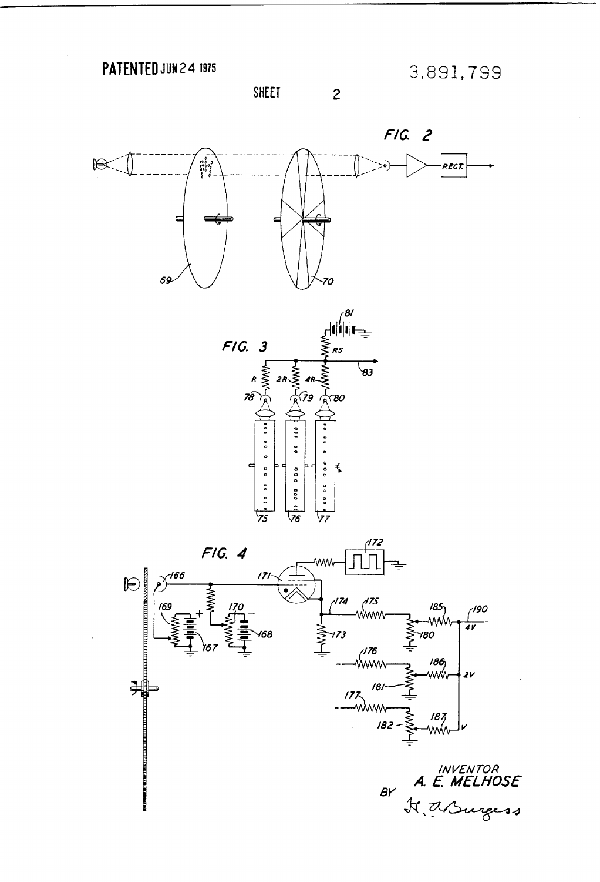PATENTED JUN 24 1975

3,891,799

SHEET 2

FIG. 2

RECT.

69

70

FIG. 3

81

RS

83

R

2R

4R

78

79

80

75

76

77

FIG. 4

172

166

171

169

170

167

168

174

175

173

185

190

4V

180

176

186

2V

181

177

187

V

182

INVENTOR
A. E. MELHOSE

BY H. A. Burgess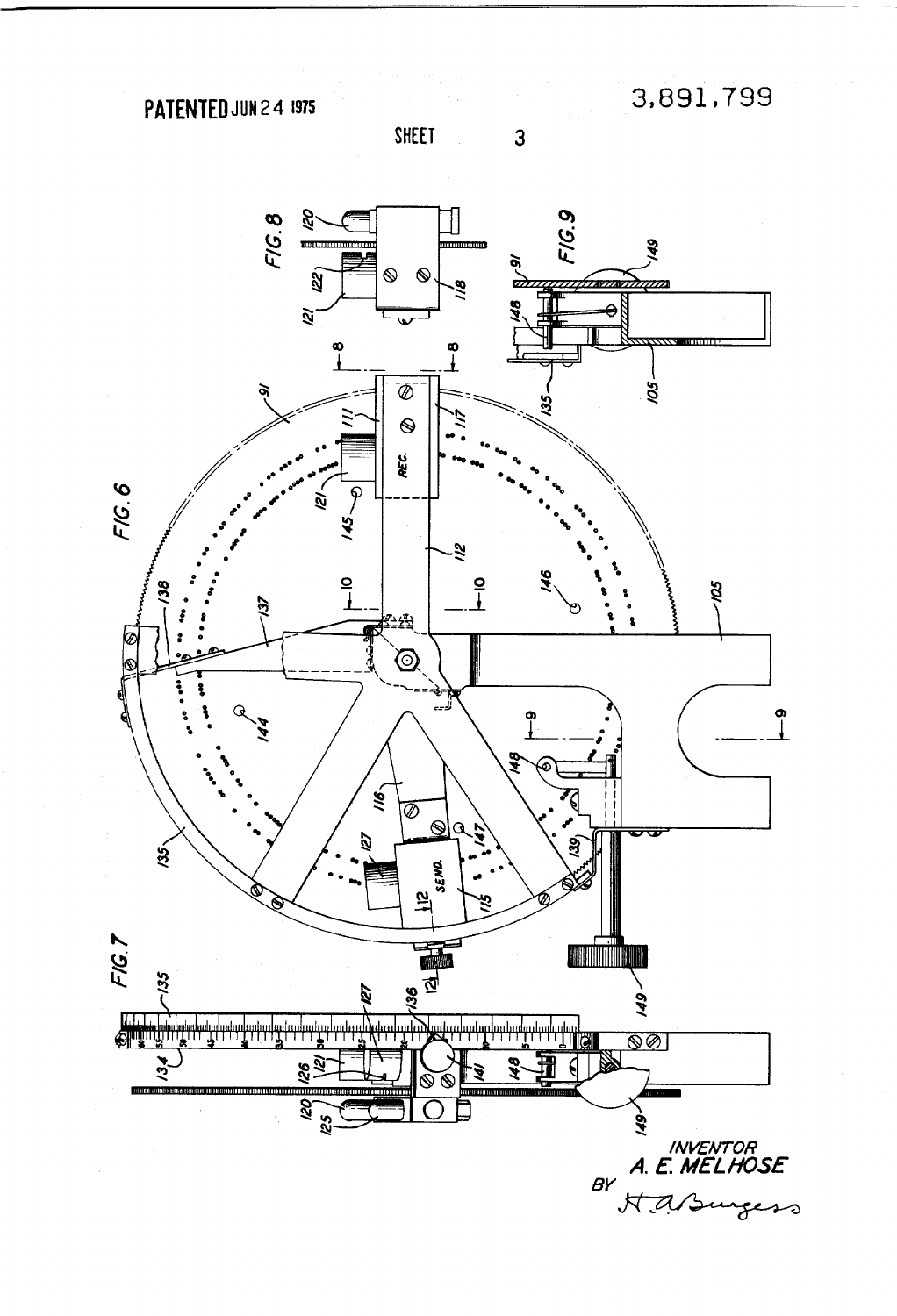PATENTED JUN 24 1975

3,891,799

SHEET 3

FIG. 6

FIG. 7

FIG. 8

FIG. 9

INVENTOR
A. E. MELHOSE
BY H. A. Burgess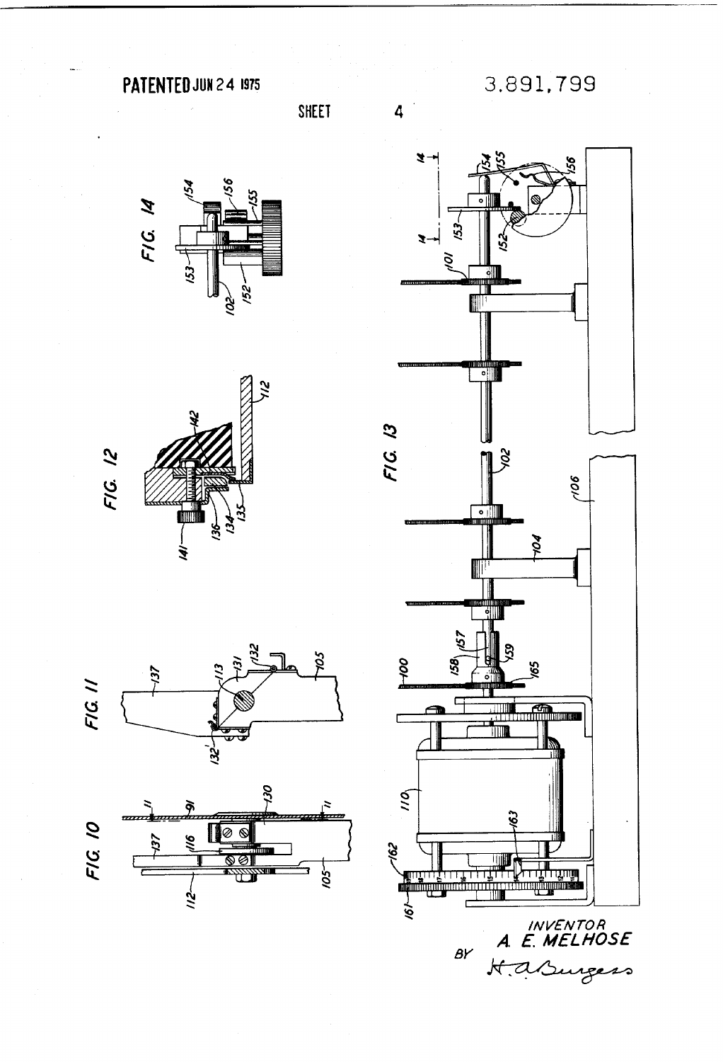PATENTED JUN 24 1975

3,891,799

SHEET 4

FIG. 10

FIG. 11

FIG. 12

FIG. 13

FIG. 14

INVENTOR
A. E. MELHOSE

BY H. A. Burgess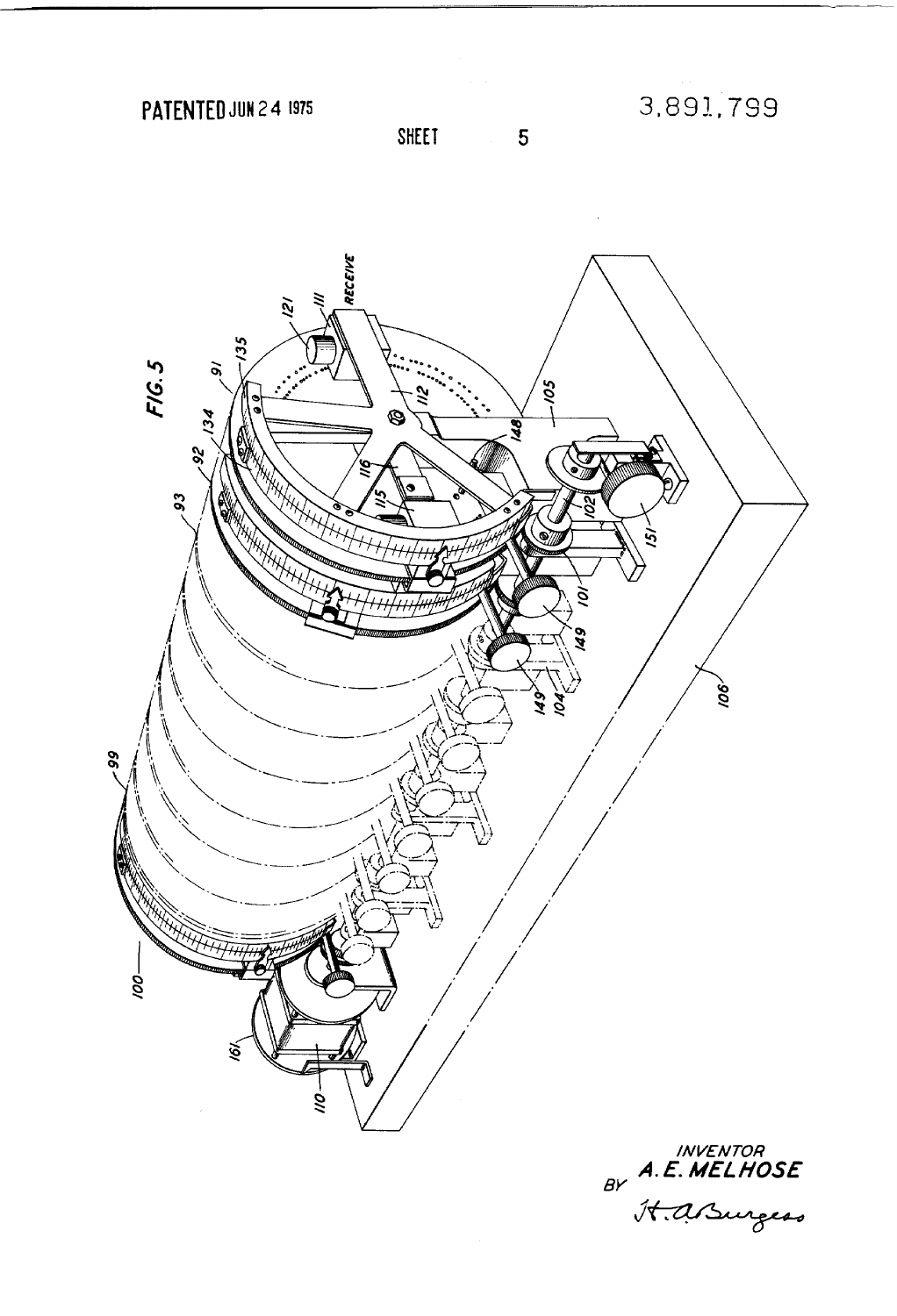PATENTED JUN 24 1975

3,891,799

SHEET 5

FIG. 5

RECEIVE

111 121 135 91 134 92 93 112 116 115 148 105 102 151 101 149 149 104 106 99 100 161 110

INVENTOR
BY A. E. MELHOSE

H. A. Burgess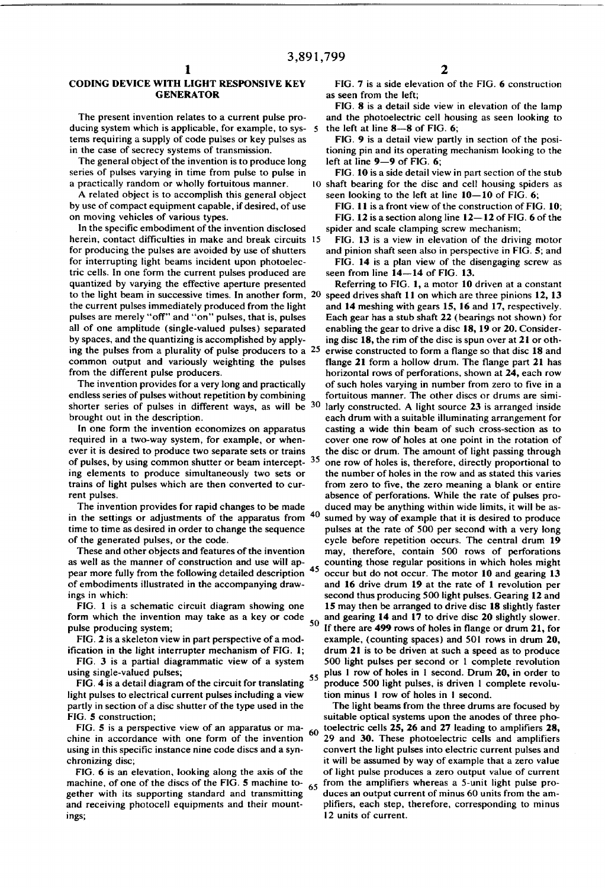# CODING DEVICE WITH LIGHT RESPONSIVE KEY GENERATOR

The present invention relates to a current pulse producing system which is applicable, for example, to systems requiring a supply of code pulses or key pulses as in the case of secrecy systems of transmission.

The general object of the invention is to produce long series of pulses varying in time from pulse to pulse in a practically random or wholly fortuitous manner.

A related object is to accomplish this general object by use of compact equipment capable, if desired, of use on moving vehicles of various types.

In the specific embodiment of the invention disclosed herein, contact difficulties in make and break circuits for producing the pulses are avoided by use of shutters for interrupting light beams incident upon photoelectric cells. In one form the current pulses produced are quantized by varying the effective aperture presented to the light beam in successive times. In another form, the current pulses immediately produced from the light pulses are merely "off" and "on" pulses, that is, pulses all of one amplitude (single-valued pulses) separated by spaces, and the quantizing is accomplished by applying the pulses from a plurality of pulse producers to a common output and variously weighting the pulses from the different pulse producers.

The invention provides for a very long and practically endless series of pulses without repetition by combining shorter series of pulses in different ways, as will be brought out in the description.

In one form the invention economizes on apparatus required in a two-way system, for example, or whenever it is desired to produce two separate sets or trains of pulses, by using common shutter or beam intercepting elements to produce simultaneously two sets or trains of light pulses which are then converted to current pulses.

The invention provides for rapid changes to be made in the settings or adjustments of the apparatus from time to time as desired in order to change the sequence of the generated pulses, or the code.

These and other objects and features of the invention as well as the manner of construction and use will appear more fully from the following detailed description of embodiments illustrated in the accompanying drawings in which:

FIG. 1 is a schematic circuit diagram showing one form which the invention may take as a key or code pulse producing system;

FIG. 2 is a skeleton view in part perspective of a modification in the light interrupter mechanism of FIG. 1;

FIG. 3 is a partial diagrammatic view of a system using single-valued pulses;

FIG. 4 is a detail diagram of the circuit for translating light pulses to electrical current pulses including a view partly in section of a disc shutter of the type used in the FIG. 5 construction;

FIG. 5 is a perspective view of an apparatus or machine in accordance with one form of the invention using in this specific instance nine code discs and a synchronizing disc;

FIG. 6 is an elevation, looking along the axis of the machine, of one of the discs of the FIG. 5 machine together with its supporting standard and transmitting and receiving photocell equipments and their mountings;

FIG. 7 is a side elevation of the FIG. 6 construction as seen from the left;

FIG. 8 is a detail side view in elevation of the lamp and the photoelectric cell housing as seen looking to the left at line 8—8 of FIG. 6;

FIG. 9 is a detail view partly in section of the positioning pin and its operating mechanism looking to the left at line 9—9 of FIG. 6;

FIG. 10 is a side detail view in part section of the stub shaft bearing for the disc and cell housing spiders as seen looking to the left at line 10—10 of FIG. 6;

FIG. 11 is a front view of the construction of FIG. 10;

FIG. 12 is a section along line 12—12 of FIG. 6 of the spider and scale clamping screw mechanism;

FIG. 13 is a view in elevation of the driving motor and pinion shaft seen also in perspective in FIG. 5; and

FIG. 14 is a plan view of the disengaging screw as seen from line 14—14 of FIG. 13.

Referring to FIG. 1, a motor 10 driven at a constant speed drives shaft 11 on which are three pinions 12, 13 and 14 meshing with gears 15, 16 and 17, respectively. Each gear has a stub shaft 22 (bearings not shown) for enabling the gear to drive a disc 18, 19 or 20. Considering disc 18, the rim of the disc is spun over at 21 or otherwise constructed to form a flange so that disc 18 and flange 21 form a hollow drum. The flange part 21 has horizontal rows of perforations, shown at 24, each row of such holes varying in number from zero to five in a fortuitous manner. The other discs or drums are similarly constructed. A light source 23 is arranged inside each drum with a suitable illuminating arrangement for casting a wide thin beam of such cross-section as to cover one row of holes at one point in the rotation of the disc or drum. The amount of light passing through one row of holes is, therefore, directly proportional to the number of holes in the row and as stated this varies from zero to five, the zero meaning a blank or entire absence of perforations. While the rate of pulses produced may be anything within wide limits, it will be assumed by way of example that it is desired to produce pulses at the rate of 500 per second with a very long cycle before repetition occurs. The central drum 19 may, therefore, contain 500 rows of perforations counting those regular positions in which holes might occur but do not occur. The motor 10 and gearing 13 and 16 drive drum 19 at the rate of 1 revolution per second thus producing 500 light pulses. Gearing 12 and 15 may then be arranged to drive disc 18 slightly faster and gearing 14 and 17 to drive disc 20 slightly slower. If there are 499 rows of holes in flange or drum 21, for example, (counting spaces) and 501 rows in drum 20, drum 21 is to be driven at such a speed as to produce 500 light pulses per second or 1 complete revolution plus 1 row of holes in 1 second. Drum 20, in order to produce 500 light pulses, is driven 1 complete revolution minus 1 row of holes in 1 second.

The light beams from the three drums are focused by suitable optical systems upon the anodes of three photoelectric cells 25, 26 and 27 leading to amplifiers 28, 29 and 30. These photoelectric cells and amplifiers convert the light pulses into electric current pulses and it will be assumed by way of example that a zero value of light pulse produces a zero output value of current from the amplifiers whereas a 5-unit light pulse produces an output current of minus 60 units from the amplifiers, each step, therefore, corresponding to minus 12 units of current.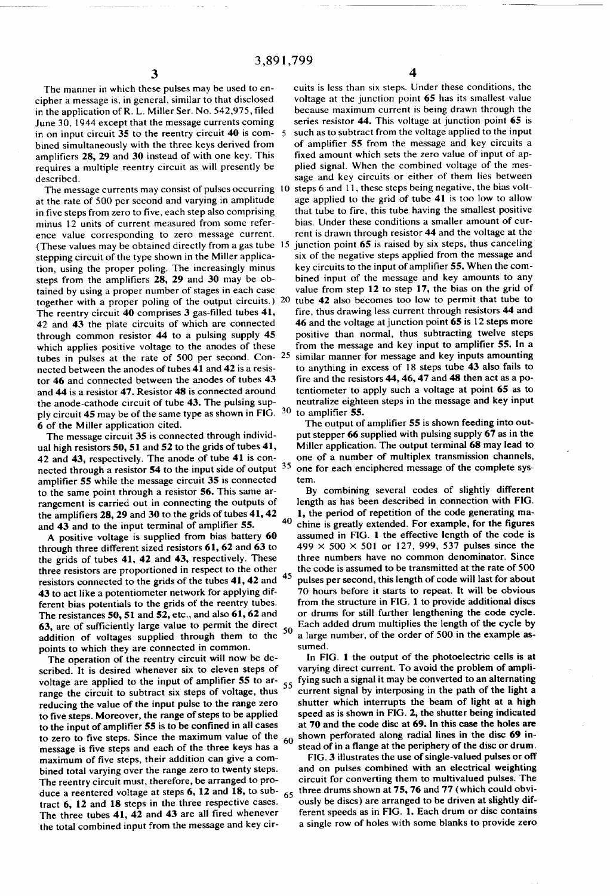The manner in which these pulses may be used to encipher a message is, in general, similar to that disclosed in the application of R. L. Miller Ser. No. 542,975, filed June 30, 1944 except that the message currents coming in on input circuit **35** to the reentry circuit **40** is combined simultaneously with the three keys derived from amplifiers **28, 29** and **30** instead of with one key. This requires a multiple reentry circuit as will presently be described.

The message currents may consist of pulses occurring at the rate of 500 per second and varying in amplitude in five steps from zero to five, each step also comprising minus 12 units of current measured from some reference value corresponding to zero message current. (These values may be obtained directly from a gas tube stepping circuit of the type shown in the Miller application, using the proper poling. The increasingly minus steps from the amplifiers **28, 29** and **30** may be obtained by using a proper number of stages in each case together with a proper poling of the output circuits.) The reentry circuit **40** comprises 3 gas-filled tubes **41,** **42** and **43** the plate circuits of which are connected through common resistor **44** to a pulsing supply **45** which applies positive voltage to the anodes of these tubes in pulses at the rate of 500 per second. Connected between the anodes of tubes **41** and **42** is a resistor **46** and connected between the anodes of tubes **43** and **44** is a resistor **47.** Resistor **48** is connected around the anode-cathode circuit of tube **43.** The pulsing supply circuit **45** may be of the same type as shown in FIG. 6 of the Miller application cited.

The message circuit **35** is connected through individual high resistors **50, 51** and **52** to the grids of tubes **41,** **42** and **43,** respectively. The anode of tube **41** is connected through a resistor **54** to the input side of output amplifier **55** while the message circuit **35** is connected to the same point through a resistor **56.** This same arrangement is carried out in connecting the outputs of the amplifiers **28, 29** and **30** to the grids of tubes **41, 42** and **43** and to the input terminal of amplifier **55.**

A positive voltage is supplied from bias battery **60** through three different sized resistors **61, 62** and **63** to the grids of tubes **41, 42** and **43,** respectively. These three resistors are proportioned in respect to the other resistors connected to the grids of the tubes **41, 42** and **43** to act like a potentiometer network for applying different bias potentials to the grids of the reentry tubes. The resistances **50, 51** and **52,** etc., and also **61, 62** and **63,** are of sufficiently large value to permit the direct addition of voltages supplied through them to the points to which they are connected in common.

The operation of the reentry circuit will now be described. It is desired whenever six to eleven steps of voltage are applied to the input of amplifier **55** to arrange the circuit to subtract six steps of voltage, thus reducing the value of the input pulse to the range zero to five steps. Moreover, the range of steps to be applied to the input of amplifier **55** is to be confined in all cases to zero to five steps. Since the maximum value of the message is five steps and each of the three keys has a maximum of five steps, their addition can give a combined total varying over the range zero to twenty steps. The reentry circuit must, therefore, be arranged to produce a reentered voltage at steps **6, 12** and **18,** to subtract **6, 12** and **18** steps in the three respective cases. The three tubes **41, 42** and **43** are all fired whenever the total combined input from the message and key circuits is less than six steps. Under these conditions, the voltage at the junction point **65** has its smallest value because maximum current is being drawn through the series resistor **44.** This voltage at junction point **65** is such as to subtract from the voltage applied to the input of amplifier **55** from the message and key circuits a fixed amount which sets the zero value of input of applied signal. When the combined voltage of the message and key circuits or either of them lies between steps 6 and 11, these steps being negative, the bias voltage applied to the grid of tube **41** is too low to allow that tube to fire, this tube having the smallest positive bias. Under these conditions a smaller amount of current is drawn through resistor **44** and the voltage at the junction point **65** is raised by six steps, thus canceling six of the negative steps applied from the message and key circuits to the input of amplifier **55.** When the combined input of the message and key amounts to any value from step **12** to step **17,** the bias on the grid of tube **42** also becomes too low to permit that tube to fire, thus drawing less current through resistors **44** and **46** and the voltage at junction point **65** is 12 steps more positive than normal, thus subtracting twelve steps from the message and key input to amplifier **55.** In a similar manner for message and key inputs amounting to anything in excess of 18 steps tube **43** also fails to fire and the resistors **44, 46, 47** and **48** then act as a potentiometer to apply such a voltage at point **65** as to neutralize eighteen steps in the message and key input to amplifier **55.**

The output of amplifier **55** is shown feeding into output stepper **66** supplied with pulsing supply **67** as in the Miller application. The output terminal **68** may lead to one of a number of multiplex transmission channels, one for each enciphered message of the complete system.

By combining several codes of slightly different length as has been described in connection with FIG. **1,** the period of repetition of the code generating machine is greatly extended. For example, for the figures assumed in FIG. **1** the effective length of the code is 499 × 500 × 501 or 127, 999, 537 pulses since the three numbers have no common denominator. Since the code is assumed to be transmitted at the rate of 500 pulses per second, this length of code will last for about 70 hours before it starts to repeat. It will be obvious from the structure in FIG. **1** to provide additional discs or drums for still further lengthening the code cycle. Each added drum multiplies the length of the cycle by a large number, of the order of 500 in the example assumed.

In FIG. **1** the output of the photoelectric cells is at varying direct current. To avoid the problem of amplifying such a signal it may be converted to an alternating current signal by interposing in the path of the light a shutter which interrupts the beam of light at a high speed as is shown in FIG. **2,** the shutter being indicated at **70** and the code disc at **69.** In this case the holes are shown perforated along radial lines in the disc **69** instead of in a flange at the periphery of the disc or drum.

FIG. **3** illustrates the use of single-valued pulses or off and on pulses combined with an electrical weighting circuit for converting them to multivalued pulses. The three drums shown at **75, 76** and **77** (which could obviously be discs) are arranged to be driven at slightly different speeds as in FIG. **1.** Each drum or disc contains a single row of holes with some blanks to provide zero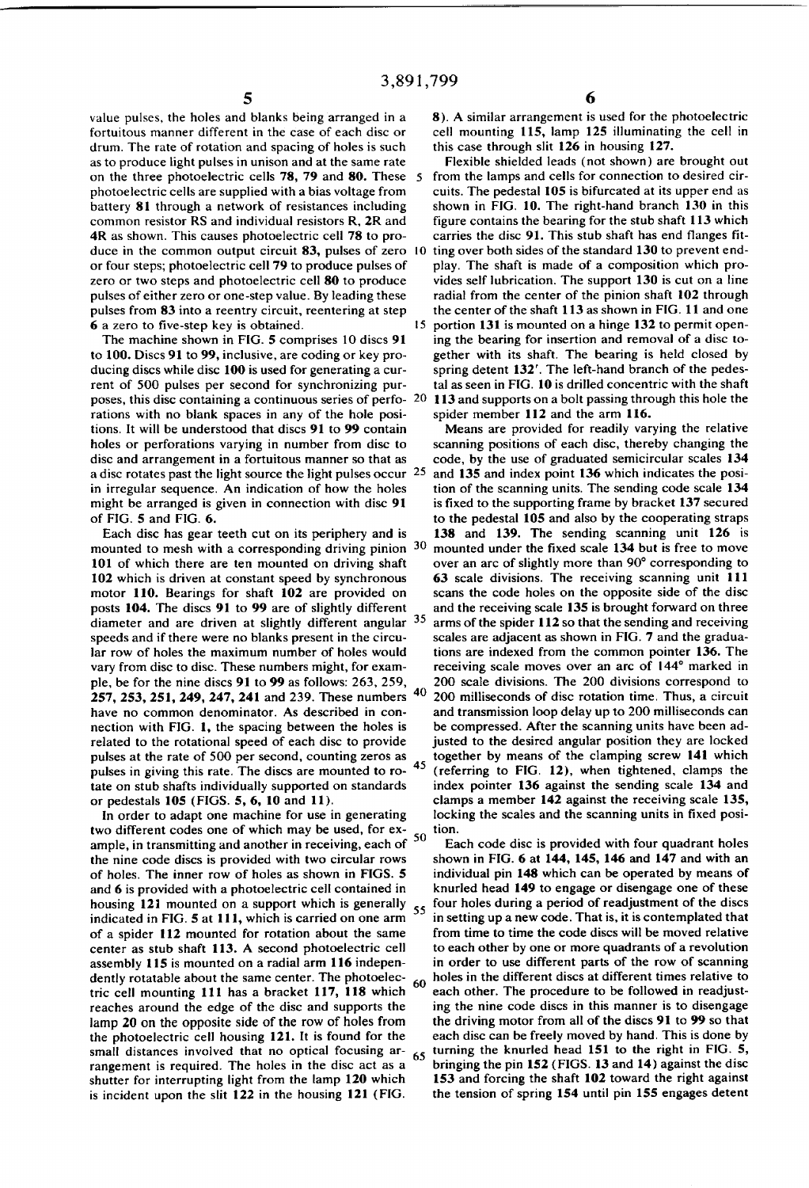value pulses, the holes and blanks being arranged in a fortuitous manner different in the case of each disc or drum. The rate of rotation and spacing of holes is such as to produce light pulses in unison and at the same rate on the three photoelectric cells **78, 79** and **80.** These photoelectric cells are supplied with a bias voltage from battery **81** through a network of resistances including common resistor RS and individual resistors R, 2R and 4R as shown. This causes photoelectric cell **78** to produce in the common output circuit **83,** pulses of zero or four steps; photoelectric cell **79** to produce pulses of zero or two steps and photoelectric cell **80** to produce pulses of either zero or one-step value. By leading these pulses from **83** into a reentry circuit, reentering at step **6** a zero to five-step key is obtained.

The machine shown in FIG. **5** comprises 10 discs **91** to **100.** Discs **91** to **99,** inclusive, are coding or key producing discs while disc **100** is used for generating a current of 500 pulses per second for synchronizing purposes, this disc containing a continuous series of perforations with no blank spaces in any of the hole positions. It will be understood that discs **91** to **99** contain holes or perforations varying in number from disc to disc and arrangement in a fortuitous manner so that as a disc rotates past the light source the light pulses occur in irregular sequence. An indication of how the holes might be arranged is given in connection with disc **91** of FIG. **5** and FIG. **6.**

Each disc has gear teeth cut on its periphery and is mounted to mesh with a corresponding driving pinion **101** of which there are ten mounted on driving shaft **102** which is driven at constant speed by synchronous motor **110.** Bearings for shaft **102** are provided on posts **104.** The discs **91** to **99** are of slightly different diameter and are driven at slightly different angular speeds and if there were no blanks present in the circular row of holes the maximum number of holes would vary from disc to disc. These numbers might, for example, be for the nine discs **91** to **99** as follows: 263, 259, **257, 253, 251, 249, 247, 241** and 239. These numbers have no common denominator. As described in connection with FIG. **1,** the spacing between the holes is related to the rotational speed of each disc to provide pulses at the rate of 500 per second, counting zeros as pulses in giving this rate. The discs are mounted to rotate on stub shafts individually supported on standards or pedestals **105** (FIGS. **5, 6, 10** and **11**).

In order to adapt one machine for use in generating two different codes one of which may be used, for example, in transmitting and another in receiving, each of the nine code discs is provided with two circular rows of holes. The inner row of holes as shown in FIGS. **5** and **6** is provided with a photoelectric cell contained in housing **121** mounted on a support which is generally indicated in FIG. **5** at **111,** which is carried on one arm of a spider **112** mounted for rotation about the same center as stub shaft **113.** A second photoelectric cell assembly **115** is mounted on a radial arm **116** independently rotatable about the same center. The photoelectric cell mounting **111** has a bracket **117, 118** which reaches around the edge of the disc and supports the lamp **20** on the opposite side of the row of holes from the photoelectric cell housing **121.** It is found for the small distances involved that no optical focusing arrangement is required. The holes in the disc act as a shutter for interrupting light from the lamp **120** which is incident upon the slit **122** in the housing **121** (FIG. 8). A similar arrangement is used for the photoelectric cell mounting **115,** lamp **125** illuminating the cell in this case through slit **126** in housing **127.**

Flexible shielded leads (not shown) are brought out from the lamps and cells for connection to desired circuits. The pedestal **105** is bifurcated at its upper end as shown in FIG. **10.** The right-hand branch **130** in this figure contains the bearing for the stub shaft **113** which carries the disc **91.** This stub shaft has end flanges fitting over both sides of the standard **130** to prevent endplay. The shaft is made of a composition which provides self lubrication. The support **130** is cut on a line radial from the center of the pinion shaft **102** through the center of the shaft **113** as shown in FIG. **11** and one portion **131** is mounted on a hinge **132** to permit opening the bearing for insertion and removal of a disc together with its shaft. The bearing is held closed by spring detent **132'.** The left-hand branch of the pedestal as seen in FIG. **10** is drilled concentric with the shaft **113** and supports on a bolt passing through this hole the spider member **112** and the arm **116.**

Means are provided for readily varying the relative scanning positions of each disc, thereby changing the code, by the use of graduated semicircular scales **134** and **135** and index point **136** which indicates the position of the scanning units. The sending code scale **134** is fixed to the supporting frame by bracket **137** secured to the pedestal **105** and also by the cooperating straps **138** and **139.** The sending scanning unit **126** is mounted under the fixed scale **134** but is free to move over an arc of slightly more than 90° corresponding to **63** scale divisions. The receiving scanning unit **111** scans the code holes on the opposite side of the disc and the receiving scale **135** is brought forward on three arms of the spider **112** so that the sending and receiving scales are adjacent as shown in FIG. **7** and the graduations are indexed from the common pointer **136.** The receiving scale moves over an arc of 144° marked in 200 scale divisions. The 200 divisions correspond to 200 milliseconds of disc rotation time. Thus, a circuit and transmission loop delay up to 200 milliseconds can be compressed. After the scanning units have been adjusted to the desired angular position they are locked together by means of the clamping screw **141** which (referring to FIG. **12**), when tightened, clamps the index pointer **136** against the sending scale **134** and clamps a member **142** against the receiving scale **135,** locking the scales and the scanning units in fixed position.

Each code disc is provided with four quadrant holes shown in FIG. **6** at **144, 145, 146** and **147** and with an individual pin **148** which can be operated by means of knurled head **149** to engage or disengage one of these four holes during a period of readjustment of the discs in setting up a new code. That is, it is contemplated that from time to time the code discs will be moved relative to each other by one or more quadrants of a revolution in order to use different parts of the row of scanning holes in the different discs at different times relative to each other. The procedure to be followed in readjusting the nine code discs in this manner is to disengage the driving motor from all of the discs **91** to **99** so that each disc can be freely moved by hand. This is done by turning the knurled head **151** to the right in FIG. **5,** bringing the pin **152** (FIGS. **13** and **14**) against the disc **153** and forcing the shaft **102** toward the right against the tension of spring **154** until pin **155** engages detent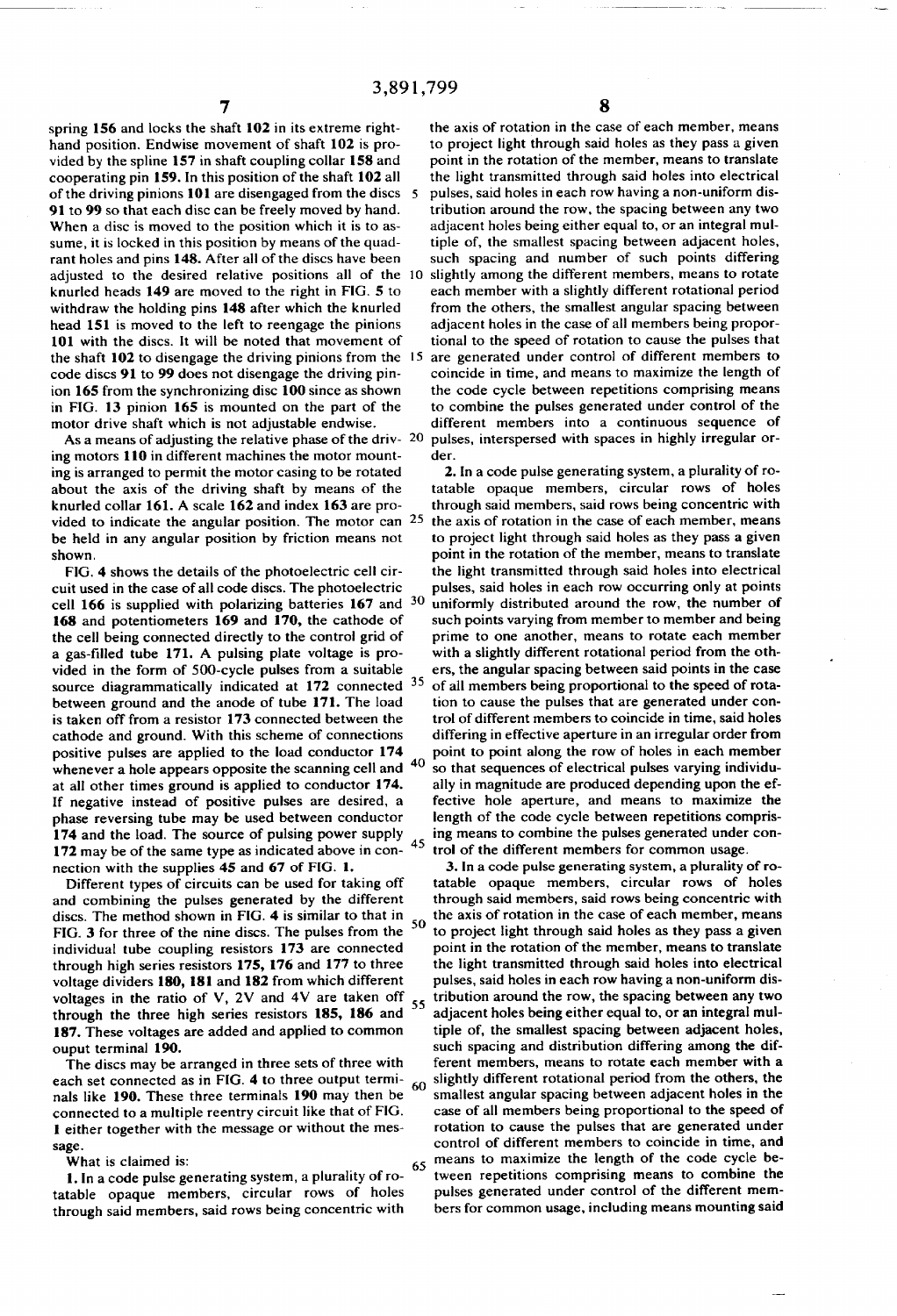spring 156 and locks the shaft 102 in its extreme right-hand position. Endwise movement of shaft 102 is provided by the spline 157 in shaft coupling collar 158 and cooperating pin 159. In this position of the shaft 102 all of the driving pinions 101 are disengaged from the discs 91 to 99 so that each disc can be freely moved by hand. When a disc is moved to the position which it is to assume, it is locked in this position by means of the quadrant holes and pins 148. After all of the discs have been adjusted to the desired relative positions all of the knurled heads 149 are moved to the right in FIG. 5 to withdraw the holding pins 148 after which the knurled head 151 is moved to the left to reengage the pinions 101 with the discs. It will be noted that movement of the shaft 102 to disengage the driving pinions from the code discs 91 to 99 does not disengage the driving pinion 165 from the synchronizing disc 100 since as shown in FIG. 13 pinion 165 is mounted on the part of the motor drive shaft which is not adjustable endwise.

As a means of adjusting the relative phase of the driving motors 110 in different machines the motor mounting is arranged to permit the motor casing to be rotated about the axis of the driving shaft by means of the knurled collar 161. A scale 162 and index 163 are provided to indicate the angular position. The motor can be held in any angular position by friction means not shown.

FIG. 4 shows the details of the photoelectric cell circuit used in the case of all code discs. The photoelectric cell 166 is supplied with polarizing batteries 167 and 168 and potentiometers 169 and 170, the cathode of the cell being connected directly to the control grid of a gas-filled tube 171. A pulsing plate voltage is provided in the form of 500-cycle pulses from a suitable source diagrammatically indicated at 172 connected between ground and the anode of tube 171. The load is taken off from a resistor 173 connected between the cathode and ground. With this scheme of connections positive pulses are applied to the load conductor 174 whenever a hole appears opposite the scanning cell and at all other times ground is applied to conductor 174. If negative instead of positive pulses are desired, a phase reversing tube may be used between conductor 174 and the load. The source of pulsing power supply 172 may be of the same type as indicated above in connection with the supplies 45 and 67 of FIG. 1.

Different types of circuits can be used for taking off and combining the pulses generated by the different discs. The method shown in FIG. 4 is similar to that in FIG. 3 for three of the nine discs. The pulses from the individual tube coupling resistors 173 are connected through high series resistors 175, 176 and 177 to three voltage dividers 180, 181 and 182 from which different voltages in the ratio of V, 2V and 4V are taken off through the three high series resistors 185, 186 and 187. These voltages are added and applied to common ouput terminal 190.

The discs may be arranged in three sets of three with each set connected as in FIG. 4 to three output terminals like 190. These three terminals 190 may then be connected to a multiple reentry circuit like that of FIG. 1 either together with the message or without the message.

What is claimed is:

1. In a code pulse generating system, a plurality of rotatable opaque members, circular rows of holes through said members, said rows being concentric with the axis of rotation in the case of each member, means to project light through said holes as they pass a given point in the rotation of the member, means to translate the light transmitted through said holes into electrical pulses, said holes in each row having a non-uniform distribution around the row, the spacing between any two adjacent holes being either equal to, or an integral multiple of, the smallest spacing between adjacent holes, such spacing and number of such points differing slightly among the different members, means to rotate each member with a slightly different rotational period from the others, the smallest angular spacing between adjacent holes in the case of all members being proportional to the speed of rotation to cause the pulses that are generated under control of different members to coincide in time, and means to maximize the length of the code cycle between repetitions comprising means to combine the pulses generated under control of the different members into a continuous sequence of pulses, interspersed with spaces in highly irregular order.

2. In a code pulse generating system, a plurality of rotatable opaque members, circular rows of holes through said members, said rows being concentric with the axis of rotation in the case of each member, means to project light through said holes as they pass a given point in the rotation of the member, means to translate the light transmitted through said holes into electrical pulses, said holes in each row occurring only at points uniformly distributed around the row, the number of such points varying from member to member and being prime to one another, means to rotate each member with a slightly different rotational period from the others, the angular spacing between said points in the case of all members being proportional to the speed of rotation to cause the pulses that are generated under control of different members to coincide in time, said holes differing in effective aperture in an irregular order from point to point along the row of holes in each member so that sequences of electrical pulses varying individually in magnitude are produced depending upon the effective hole aperture, and means to maximize the length of the code cycle between repetitions comprising means to combine the pulses generated under control of the different members for common usage.

3. In a code pulse generating system, a plurality of rotatable opaque members, circular rows of holes through said members, said rows being concentric with the axis of rotation in the case of each member, means to project light through said holes as they pass a given point in the rotation of the member, means to translate the light transmitted through said holes into electrical pulses, said holes in each row having a non-uniform distribution around the row, the spacing between any two adjacent holes being either equal to, or an integral multiple of, the smallest spacing between adjacent holes, such spacing and distribution differing among the different members, means to rotate each member with a slightly different rotational period from the others, the smallest angular spacing between adjacent holes in the case of all members being proportional to the speed of rotation to cause the pulses that are generated under control of different members to coincide in time, and means to maximize the length of the code cycle between repetitions comprising means to combine the pulses generated under control of the different members for common usage, including means mounting said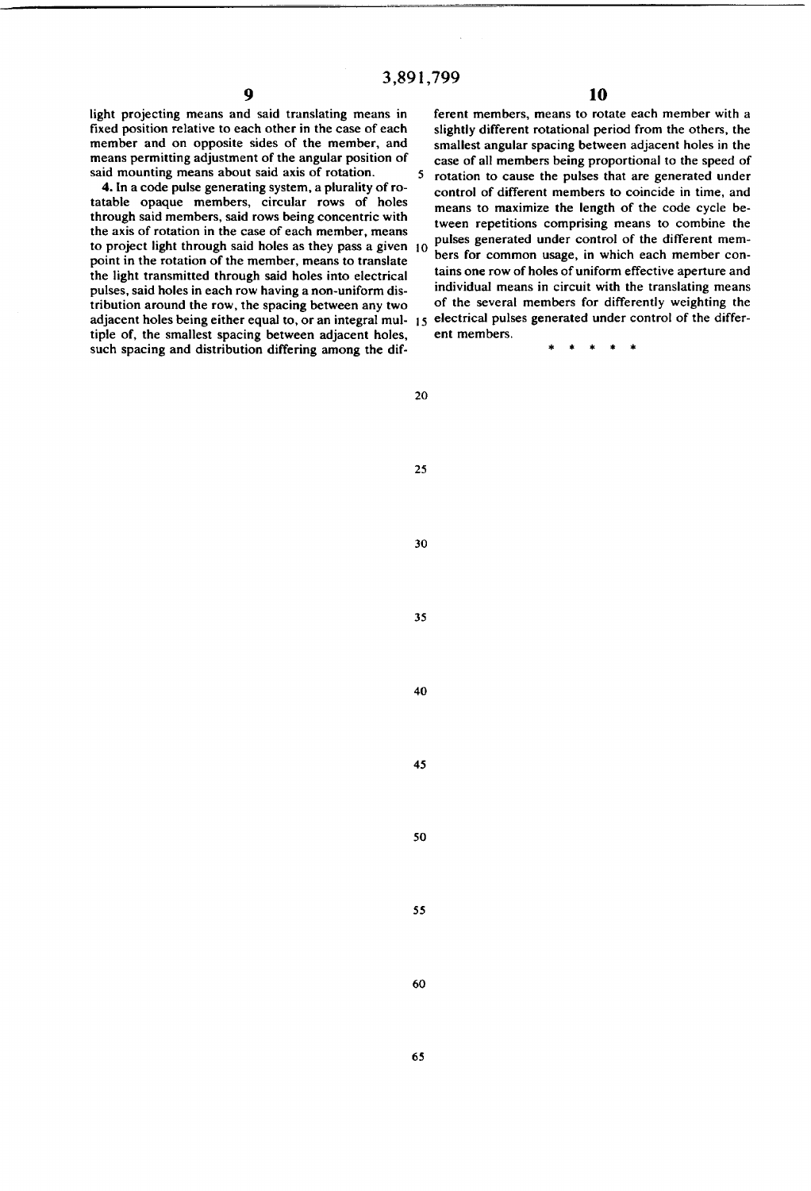light projecting means and said translating means in fixed position relative to each other in the case of each member and on opposite sides of the member, and means permitting adjustment of the angular position of said mounting means about said axis of rotation.

4. In a code pulse generating system, a plurality of rotatable opaque members, circular rows of holes through said members, said rows being concentric with the axis of rotation in the case of each member, means to project light through said holes as they pass a given point in the rotation of the member, means to translate the light transmitted through said holes into electrical pulses, said holes in each row having a non-uniform distribution around the row, the spacing between any two adjacent holes being either equal to, or an integral multiple of, the smallest spacing between adjacent holes, such spacing and distribution differing among the different members, means to rotate each member with a slightly different rotational period from the others, the smallest angular spacing between adjacent holes in the case of all members being proportional to the speed of rotation to cause the pulses that are generated under control of different members to coincide in time, and means to maximize the length of the code cycle between repetitions comprising means to combine the pulses generated under control of the different members for common usage, in which each member contains one row of holes of uniform effective aperture and individual means in circuit with the translating means of the several members for differently weighting the electrical pulses generated under control of the different members.

\* \* \* \* \*